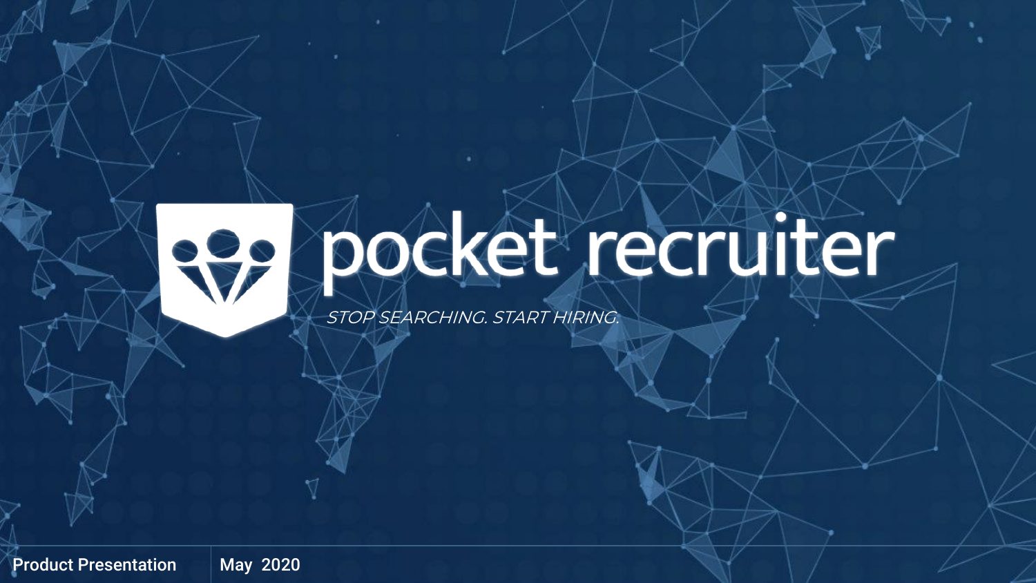# pocket recruiter

*STOP SEARCHING. START HIRING.*

Product Presentation | May 2020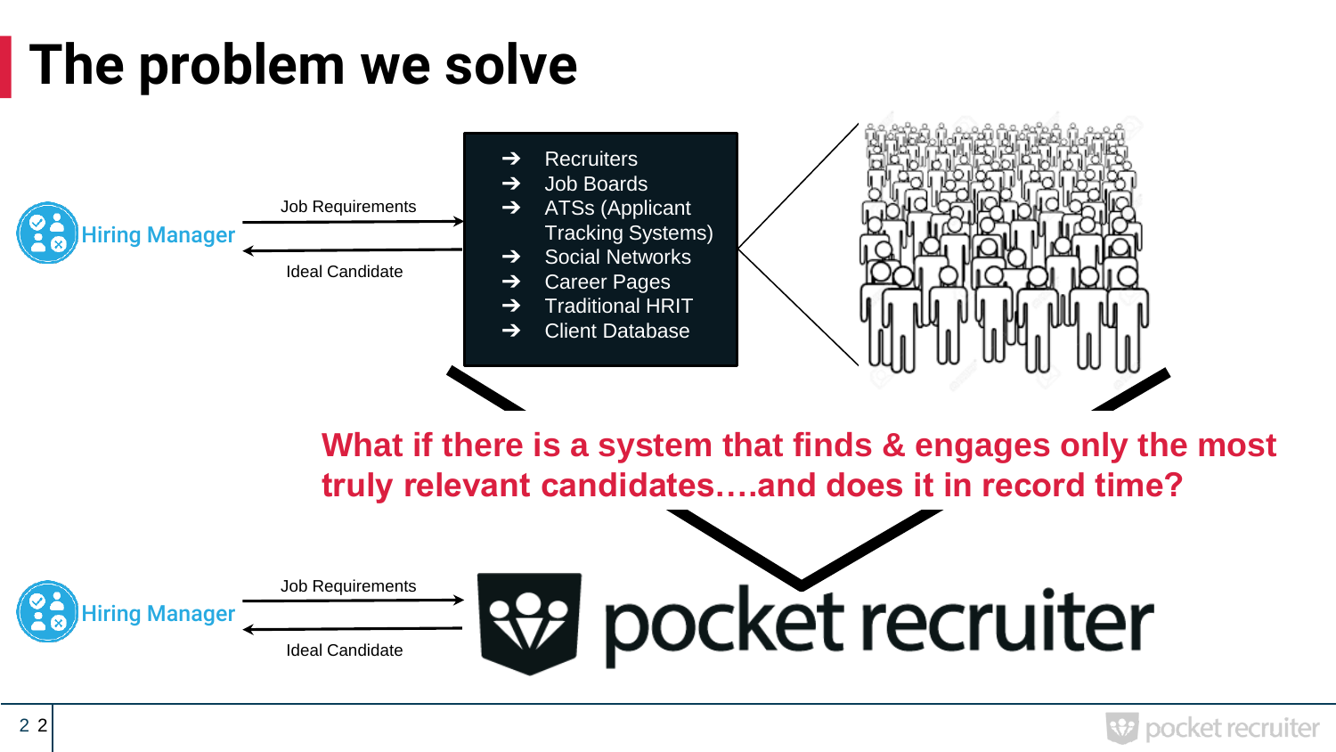# The problem we solve

Hiring Manager

Job Requirements →

← Ideal Candidate

- ➔ Recruiters
- ➔ Job Boards
- ➔ ATSs (Applicant Tracking Systems)
- ➔ Social Networks
- ➔ Career Pages
- ➔ Traditional HRIT
- ➔ Client Database

**What if there is a system that finds & engages only the most truly relevant candidates….and does it in record time?**

Hiring Manager

Job Requirements →

← Ideal Candidate

pocket recruiter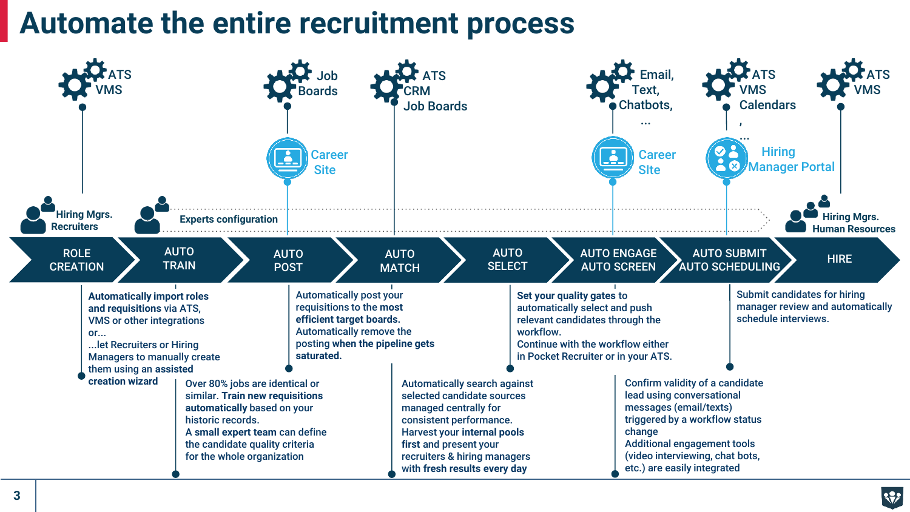# Automate the entire recruitment process

ATS
VMS

Job
Boards

ATS
CRM
Job Boards

Email,
Text,
Chatbots,
...

ATS
VMS
Calendars
,
...

ATS
VMS

Career
Site

Career
SIte

Hiring
Manager Portal

Hiring Mgrs.
Recruiters

Experts configuration

Hiring Mgrs.
Human Resources

ROLE CREATION → AUTO TRAIN → AUTO POST → AUTO MATCH → AUTO SELECT → AUTO ENGAGE AUTO SCREEN → AUTO SUBMIT AUTO SCHEDULING → HIRE

**Automatically import roles and requisitions** via ATS, VMS or other integrations or...
...let Recruiters or Hiring Managers to manually create them using an **assisted creation wizard**

Over 80% jobs are identical or similar. **Train new requisitions automatically** based on your historic records.
A **small expert team** can define the candidate quality criteria for the whole organization

Automatically post your requisitions to the **most efficient target boards.**
Automatically remove the posting **when the pipeline gets saturated.**

Automatically search against selected candidate sources managed centrally for consistent performance.
Harvest your **internal pools first** and present your recruiters & hiring managers with **fresh results every day**

**Set your quality gates** to automatically select and push relevant candidates through the workflow.
Continue with the workflow either in Pocket Recruiter or in your ATS.

Confirm validity of a candidate lead using conversational messages (email/texts) triggered by a workflow status change
Additional engagement tools (video interviewing, chat bots, etc.) are easily integrated

Submit candidates for hiring manager review and automatically schedule interviews.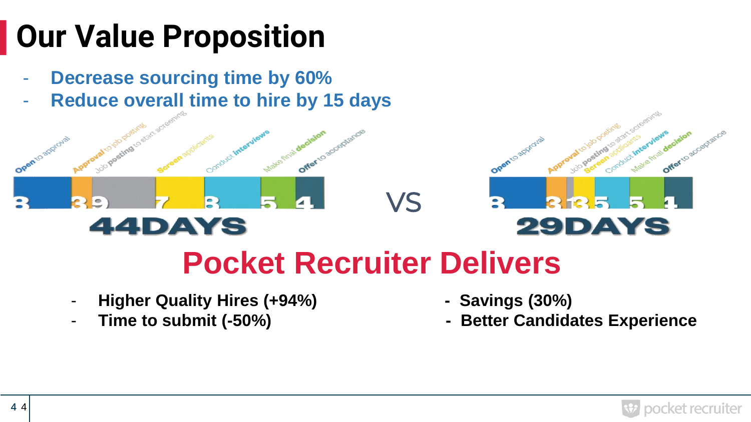# Our Value Proposition

- Decrease sourcing time by 60%
- Reduce overall time to hire by 15 days

Open to approval
Approval to job posting
Job posting to start screening
Screen applicants
Conduct interviews
Make final decision
Offer to acceptance

3 3 9 7 8 5 4

44DAYS

VS

Open to approval
Approval to job posting
Job posting to start screening
Screen applicants
Conduct interviews
Make final decision
Offer to acceptance

3 3 1 3 5 5 4

29DAYS

## Pocket Recruiter Delivers

- **Higher Quality Hires (+94%)**
- **Time to submit (-50%)**
- **Savings (30%)**
- **Better Candidates Experience**